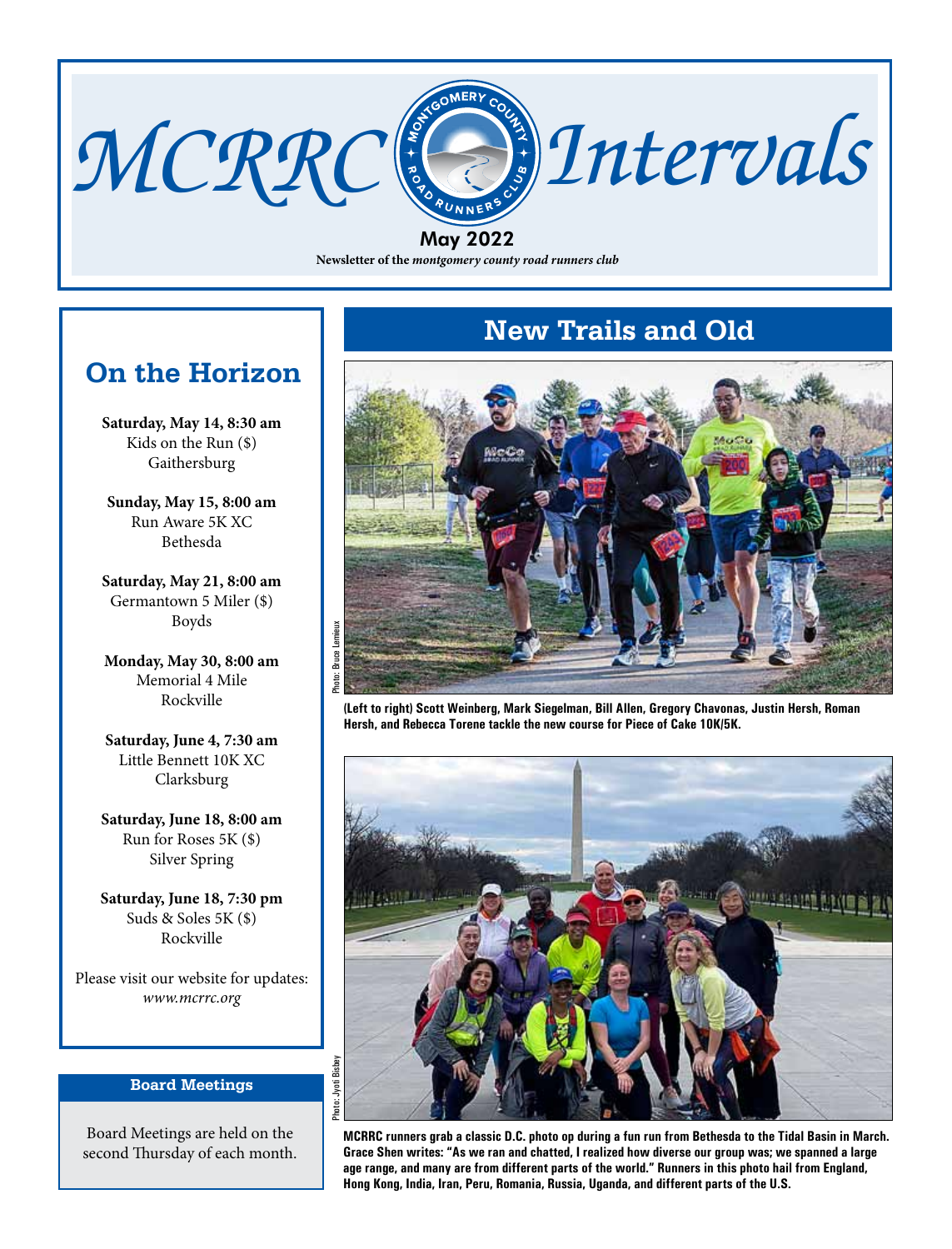# MCRRC Intervals

May 2022

Newsletter of the *montgomery county road runners club*

## On the Horizon

**Saturday, May 14, 8:30 am**
Kids on the Run ($)
Gaithersburg

**Sunday, May 15, 8:00 am**
Run Aware 5K XC
Bethesda

**Saturday, May 21, 8:00 am**
Germantown 5 Miler ($)
Boyds

**Monday, May 30, 8:00 am**
Memorial 4 Mile
Rockville

**Saturday, June 4, 7:30 am**
Little Bennett 10K XC
Clarksburg

**Saturday, June 18, 8:00 am**
Run for Roses 5K ($)
Silver Spring

**Saturday, June 18, 7:30 pm**
Suds & Soles 5K ($)
Rockville

Please visit our website for updates:
*www.mcrrc.org*

### Board Meetings

Board Meetings are held on the second Thursday of each month.

## New Trails and Old

Photo: Bruce Lemieux

**(Left to right) Scott Weinberg, Mark Siegelman, Bill Allen, Gregory Chavonas, Justin Hersh, Roman Hersh, and Rebecca Torene tackle the new course for Piece of Cake 10K/5K.**

Photo: Jyoti Bisbey

**MCRRC runners grab a classic D.C. photo op during a fun run from Bethesda to the Tidal Basin in March. Grace Shen writes: "As we ran and chatted, I realized how diverse our group was; we spanned a large age range, and many are from different parts of the world." Runners in this photo hail from England, Hong Kong, India, Iran, Peru, Romania, Russia, Uganda, and different parts of the U.S.**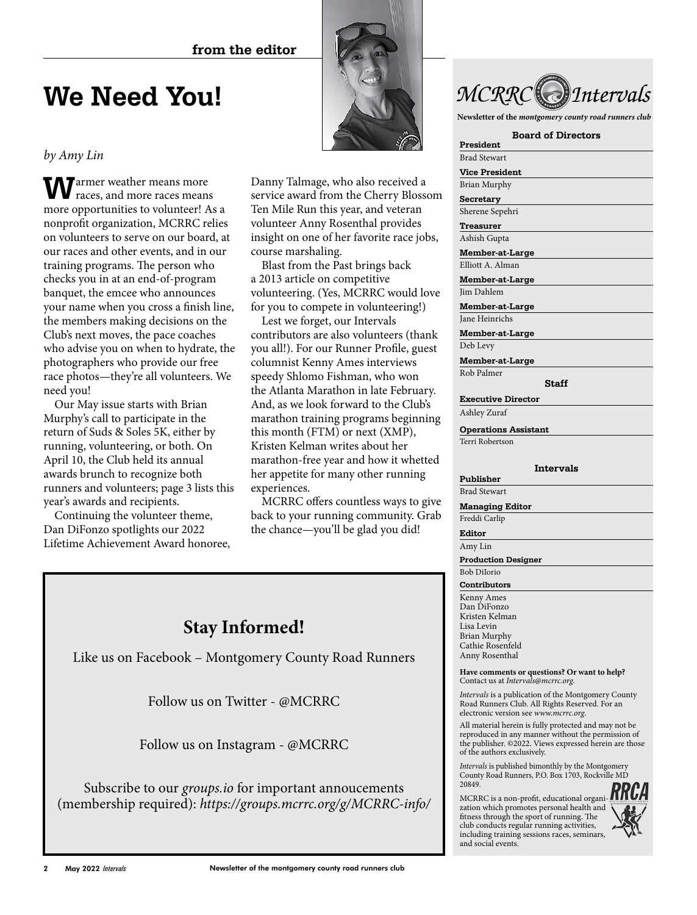from the editor

# We Need You!

*by Amy Lin*

Warmer weather means more races, and more races means more opportunities to volunteer! As a nonprofit organization, MCRRC relies on volunteers to serve on our board, at our races and other events, and in our training programs. The person who checks you in at an end-of-program banquet, the emcee who announces your name when you cross a finish line, the members making decisions on the Club's next moves, the pace coaches who advise you on when to hydrate, the photographers who provide our free race photos—they're all volunteers. We need you!

Our May issue starts with Brian Murphy's call to participate in the return of Suds & Soles 5K, either by running, volunteering, or both. On April 10, the Club held its annual awards brunch to recognize both runners and volunteers; page 3 lists this year's awards and recipients.

Continuing the volunteer theme, Dan DiFonzo spotlights our 2022 Lifetime Achievement Award honoree, Danny Talmage, who also received a service award from the Cherry Blossom Ten Mile Run this year, and veteran volunteer Anny Rosenthal provides insight on one of her favorite race jobs, course marshaling.

Blast from the Past brings back a 2013 article on competitive volunteering. (Yes, MCRRC would love for you to compete in volunteering!)

Lest we forget, our Intervals contributors are also volunteers (thank you all!). For our Runner Profile, guest columnist Kenny Ames interviews speedy Shlomo Fishman, who won the Atlanta Marathon in late February. And, as we look forward to the Club's marathon training programs beginning this month (FTM) or next (XMP), Kristen Kelman writes about her marathon-free year and how it whetted her appetite for many other running experiences.

MCRRC offers countless ways to give back to your running community. Grab the chance—you'll be glad you did!

## Stay Informed!

Like us on Facebook – Montgomery County Road Runners

Follow us on Twitter - @MCRRC

Follow us on Instagram - @MCRRC

Subscribe to our *groups.io* for important annoucements (membership required): *https://groups.mcrrc.org/g/MCRRC-info/*

## MCRRC Intervals

**Newsletter of the *montgomery county road runners club***

### Board of Directors

**President**
Brad Stewart

**Vice President**
Brian Murphy

**Secretary**
Sherene Sepehri

**Treasurer**
Ashish Gupta

**Member-at-Large**
Elliott A. Alman

**Member-at-Large**
Jim Dahlem

**Member-at-Large**
Jane Heinrichs

**Member-at-Large**
Deb Levy

**Member-at-Large**
Rob Palmer

### Staff

**Executive Director**
Ashley Zuraf

**Operations Assistant**
Terri Robertson

### Intervals

**Publisher**
Brad Stewart

**Managing Editor**
Freddi Carlip

**Editor**
Amy Lin

**Production Designer**
Bob DiIorio

**Contributors**
Kenny Ames
Dan DiFonzo
Kristen Kelman
Lisa Levin
Brian Murphy
Cathie Rosenfeld
Anny Rosenthal

**Have comments or questions? Or want to help?** Contact us at *Intervals@mcrrc.org*.

*Intervals* is a publication of the Montgomery County Road Runners Club. All Rights Reserved. For an electronic version see *www.mcrrc.org*.

All material herein is fully protected and may not be reproduced in any manner without the permission of the publisher. ©2022. Views expressed herein are those of the authors exclusively.

*Intervals* is published bimonthly by the Montgomery County Road Runners, P.O. Box 1703, Rockville MD 20849.

MCRRC is a non-profit, educational organization which promotes personal health and fitness through the sport of running. The club conducts regular running activities, including training sessions races, seminars, and social events.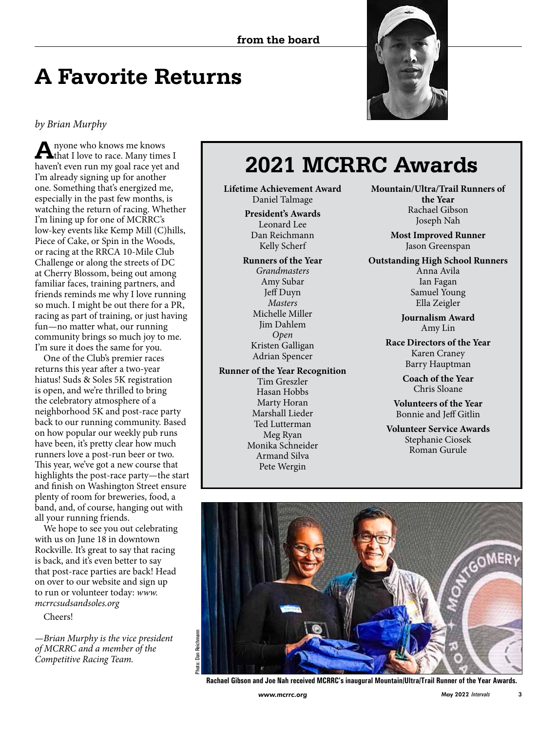from the board

# A Favorite Returns

*by Brian Murphy*

Anyone who knows me knows that I love to race. Many times I haven't even run my goal race yet and I'm already signing up for another one. Something that's energized me, especially in the past few months, is watching the return of racing. Whether I'm lining up for one of MCRRC's low-key events like Kemp Mill (C)hills, Piece of Cake, or Spin in the Woods, or racing at the RRCA 10-Mile Club Challenge or along the streets of DC at Cherry Blossom, being out among familiar faces, training partners, and friends reminds me why I love running so much. I might be out there for a PR, racing as part of training, or just having fun—no matter what, our running community brings so much joy to me. I'm sure it does the same for you.

One of the Club's premier races returns this year after a two-year hiatus! Suds & Soles 5K registration is open, and we're thrilled to bring the celebratory atmosphere of a neighborhood 5K and post-race party back to our running community. Based on how popular our weekly pub runs have been, it's pretty clear how much runners love a post-run beer or two. This year, we've got a new course that highlights the post-race party—the start and finish on Washington Street ensure plenty of room for breweries, food, a band, and, of course, hanging out with all your running friends.

We hope to see you out celebrating with us on June 18 in downtown Rockville. It's great to say that racing is back, and it's even better to say that post-race parties are back! Head on over to our website and sign up to run or volunteer today: *www.mcrrcsudsandsoles.org*

Cheers!

*—Brian Murphy is the vice president of MCRRC and a member of the Competitive Racing Team.*

## 2021 MCRRC Awards

**Lifetime Achievement Award**
Daniel Talmage

**President's Awards**
Leonard Lee
Dan Reichmann
Kelly Scherf

**Runners of the Year**
*Grandmasters*
Amy Subar
Jeff Duyn
*Masters*
Michelle Miller
Jim Dahlem
*Open*
Kristen Galligan
Adrian Spencer

**Runner of the Year Recognition**
Tim Greszler
Hasan Hobbs
Marty Horan
Marshall Lieder
Ted Lutterman
Meg Ryan
Monika Schneider
Armand Silva
Pete Wergin

**Mountain/Ultra/Trail Runners of the Year**
Rachael Gibson
Joseph Nah

**Most Improved Runner**
Jason Greenspan

**Outstanding High School Runners**
Anna Avila
Ian Fagan
Samuel Young
Ella Zeigler

**Journalism Award**
Amy Lin

**Race Directors of the Year**
Karen Craney
Barry Hauptman

**Coach of the Year**
Chris Sloane

**Volunteers of the Year**
Bonnie and Jeff Gitlin

**Volunteer Service Awards**
Stephanie Ciosek
Roman Gurule

Photo: Dan Reichmann

**Rachael Gibson and Joe Nah received MCRRC's inaugural Mountain/Ultra/Trail Runner of the Year Awards.**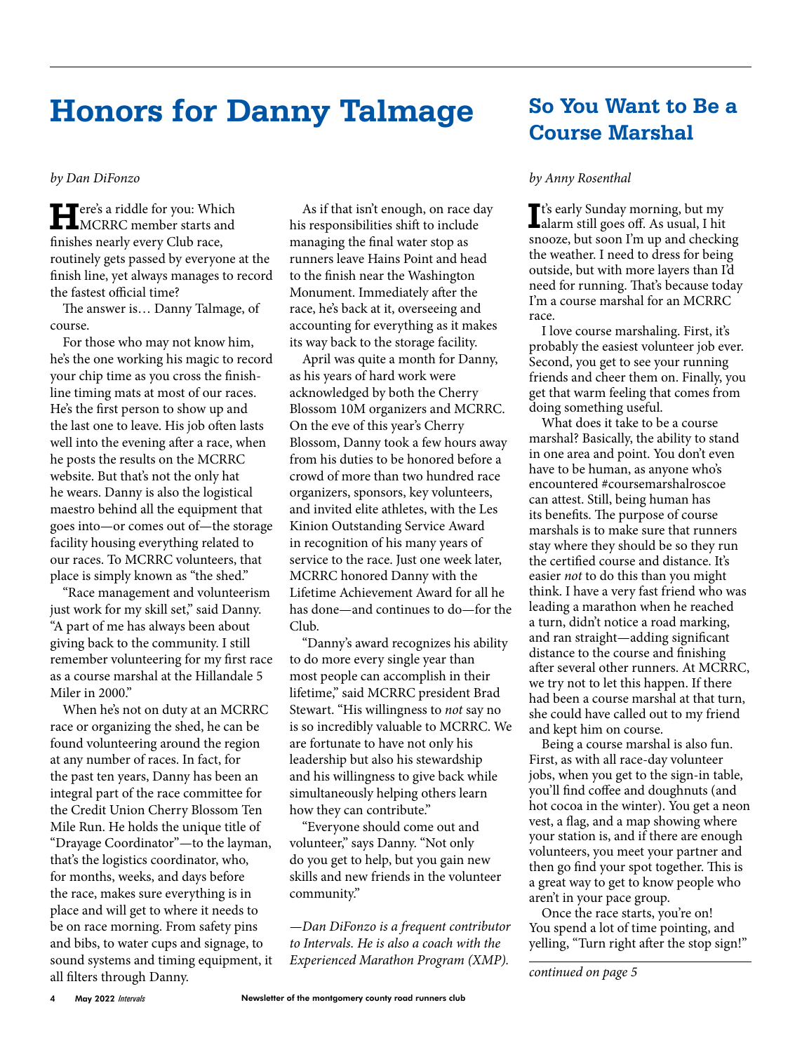# Honors for Danny Talmage

*by Dan DiFonzo*

Here's a riddle for you: Which MCRRC member starts and finishes nearly every Club race, routinely gets passed by everyone at the finish line, yet always manages to record the fastest official time?

The answer is… Danny Talmage, of course.

For those who may not know him, he's the one working his magic to record your chip time as you cross the finish-line timing mats at most of our races. He's the first person to show up and the last one to leave. His job often lasts well into the evening after a race, when he posts the results on the MCRRC website. But that's not the only hat he wears. Danny is also the logistical maestro behind all the equipment that goes into—or comes out of—the storage facility housing everything related to our races. To MCRRC volunteers, that place is simply known as "the shed."

"Race management and volunteerism just work for my skill set," said Danny. "A part of me has always been about giving back to the community. I still remember volunteering for my first race as a course marshal at the Hillandale 5 Miler in 2000."

When he's not on duty at an MCRRC race or organizing the shed, he can be found volunteering around the region at any number of races. In fact, for the past ten years, Danny has been an integral part of the race committee for the Credit Union Cherry Blossom Ten Mile Run. He holds the unique title of "Drayage Coordinator"—to the layman, that's the logistics coordinator, who, for months, weeks, and days before the race, makes sure everything is in place and will get to where it needs to be on race morning. From safety pins and bibs, to water cups and signage, to sound systems and timing equipment, it all filters through Danny.

As if that isn't enough, on race day his responsibilities shift to include managing the final water stop as runners leave Hains Point and head to the finish near the Washington Monument. Immediately after the race, he's back at it, overseeing and accounting for everything as it makes its way back to the storage facility.

April was quite a month for Danny, as his years of hard work were acknowledged by both the Cherry Blossom 10M organizers and MCRRC. On the eve of this year's Cherry Blossom, Danny took a few hours away from his duties to be honored before a crowd of more than two hundred race organizers, sponsors, key volunteers, and invited elite athletes, with the Les Kinion Outstanding Service Award in recognition of his many years of service to the race. Just one week later, MCRRC honored Danny with the Lifetime Achievement Award for all he has done—and continues to do—for the Club.

"Danny's award recognizes his ability to do more every single year than most people can accomplish in their lifetime," said MCRRC president Brad Stewart. "His willingness to *not* say no is so incredibly valuable to MCRRC. We are fortunate to have not only his leadership but also his stewardship and his willingness to give back while simultaneously helping others learn how they can contribute."

"Everyone should come out and volunteer," says Danny. "Not only do you get to help, but you gain new skills and new friends in the volunteer community."

*—Dan DiFonzo is a frequent contributor to Intervals. He is also a coach with the Experienced Marathon Program (XMP).*

# So You Want to Be a Course Marshal

*by Anny Rosenthal*

It's early Sunday morning, but my alarm still goes off. As usual, I hit snooze, but soon I'm up and checking the weather. I need to dress for being outside, but with more layers than I'd need for running. That's because today I'm a course marshal for an MCRRC race.

I love course marshaling. First, it's probably the easiest volunteer job ever. Second, you get to see your running friends and cheer them on. Finally, you get that warm feeling that comes from doing something useful.

What does it take to be a course marshal? Basically, the ability to stand in one area and point. You don't even have to be human, as anyone who's encountered #coursemarshalroscoe can attest. Still, being human has its benefits. The purpose of course marshals is to make sure that runners stay where they should be so they run the certified course and distance. It's easier *not* to do this than you might think. I have a very fast friend who was leading a marathon when he reached a turn, didn't notice a road marking, and ran straight—adding significant distance to the course and finishing after several other runners. At MCRRC, we try not to let this happen. If there had been a course marshal at that turn, she could have called out to my friend and kept him on course.

Being a course marshal is also fun. First, as with all race-day volunteer jobs, when you get to the sign-in table, you'll find coffee and doughnuts (and hot cocoa in the winter). You get a neon vest, a flag, and a map showing where your station is, and if there are enough volunteers, you meet your partner and then go find your spot together. This is a great way to get to know people who aren't in your pace group.

Once the race starts, you're on! You spend a lot of time pointing, and yelling, "Turn right after the stop sign!"

*continued on page 5*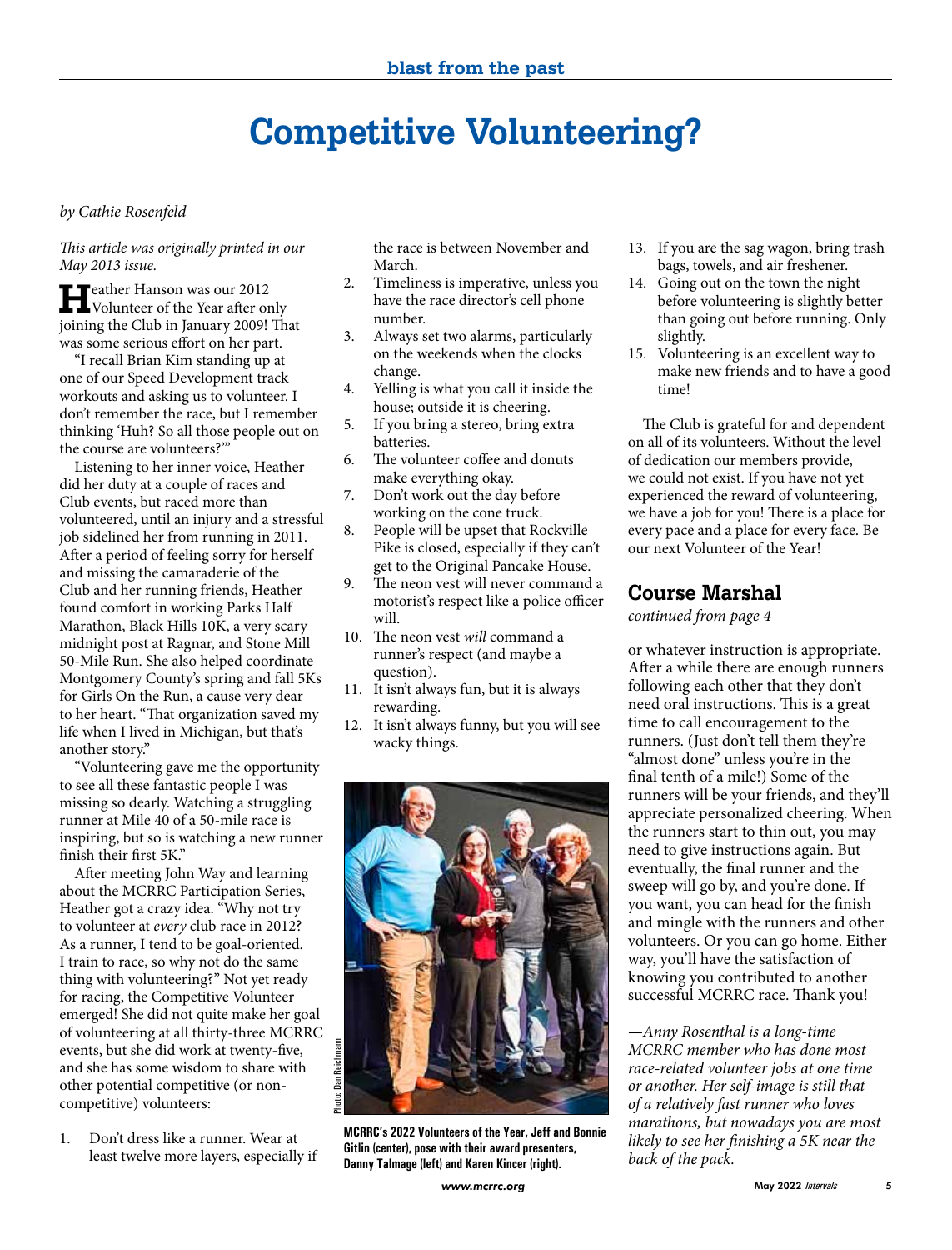# Competitive Volunteering?

*by Cathie Rosenfeld*

*This article was originally printed in our May 2013 issue.*

Heather Hanson was our 2012 Volunteer of the Year after only joining the Club in January 2009! That was some serious effort on her part.

"I recall Brian Kim standing up at one of our Speed Development track workouts and asking us to volunteer. I don't remember the race, but I remember thinking 'Huh? So all those people out on the course are volunteers?'"

Listening to her inner voice, Heather did her duty at a couple of races and Club events, but raced more than volunteered, until an injury and a stressful job sidelined her from running in 2011. After a period of feeling sorry for herself and missing the camaraderie of the Club and her running friends, Heather found comfort in working Parks Half Marathon, Black Hills 10K, a very scary midnight post at Ragnar, and Stone Mill 50-Mile Run. She also helped coordinate Montgomery County's spring and fall 5Ks for Girls On the Run, a cause very dear to her heart. "That organization saved my life when I lived in Michigan, but that's another story."

"Volunteering gave me the opportunity to see all these fantastic people I was missing so dearly. Watching a struggling runner at Mile 40 of a 50-mile race is inspiring, but so is watching a new runner finish their first 5K."

After meeting John Way and learning about the MCRRC Participation Series, Heather got a crazy idea. "Why not try to volunteer at *every* club race in 2012? As a runner, I tend to be goal-oriented. I train to race, so why not do the same thing with volunteering?" Not yet ready for racing, the Competitive Volunteer emerged! She did not quite make her goal of volunteering at all thirty-three MCRRC events, but she did work at twenty-five, and she has some wisdom to share with other potential competitive (or non-competitive) volunteers:

1. Don't dress like a runner. Wear at least twelve more layers, especially if the race is between November and March.
2. Timeliness is imperative, unless you have the race director's cell phone number.
3. Always set two alarms, particularly on the weekends when the clocks change.
4. Yelling is what you call it inside the house; outside it is cheering.
5. If you bring a stereo, bring extra batteries.
6. The volunteer coffee and donuts make everything okay.
7. Don't work out the day before working on the cone truck.
8. People will be upset that Rockville Pike is closed, especially if they can't get to the Original Pancake House.
9. The neon vest will never command a motorist's respect like a police officer will.
10. The neon vest *will* command a runner's respect (and maybe a question).
11. It isn't always fun, but it is always rewarding.
12. It isn't always funny, but you will see wacky things.
13. If you are the sag wagon, bring trash bags, towels, and air freshener.
14. Going out on the town the night before volunteering is slightly better than going out before running. Only slightly.
15. Volunteering is an excellent way to make new friends and to have a good time!

Photo: Dan Reichmann

**MCRRC's 2022 Volunteers of the Year, Jeff and Bonnie Gitlin (center), pose with their award presenters, Danny Talmage (left) and Karen Kincer (right).**

The Club is grateful for and dependent on all of its volunteers. Without the level of dedication our members provide, we could not exist. If you have not yet experienced the reward of volunteering, we have a job for you! There is a place for every pace and a place for every face. Be our next Volunteer of the Year!

## Course Marshal

*continued from page 4*

or whatever instruction is appropriate. After a while there are enough runners following each other that they don't need oral instructions. This is a great time to call encouragement to the runners. (Just don't tell them they're "almost done" unless you're in the final tenth of a mile!) Some of the runners will be your friends, and they'll appreciate personalized cheering. When the runners start to thin out, you may need to give instructions again. But eventually, the final runner and the sweep will go by, and you're done. If you want, you can head for the finish and mingle with the runners and other volunteers. Or you can go home. Either way, you'll have the satisfaction of knowing you contributed to another successful MCRRC race. Thank you!

*—Anny Rosenthal is a long-time MCRRC member who has done most race-related volunteer jobs at one time or another. Her self-image is still that of a relatively fast runner who loves marathons, but nowadays you are most likely to see her finishing a 5K near the back of the pack.*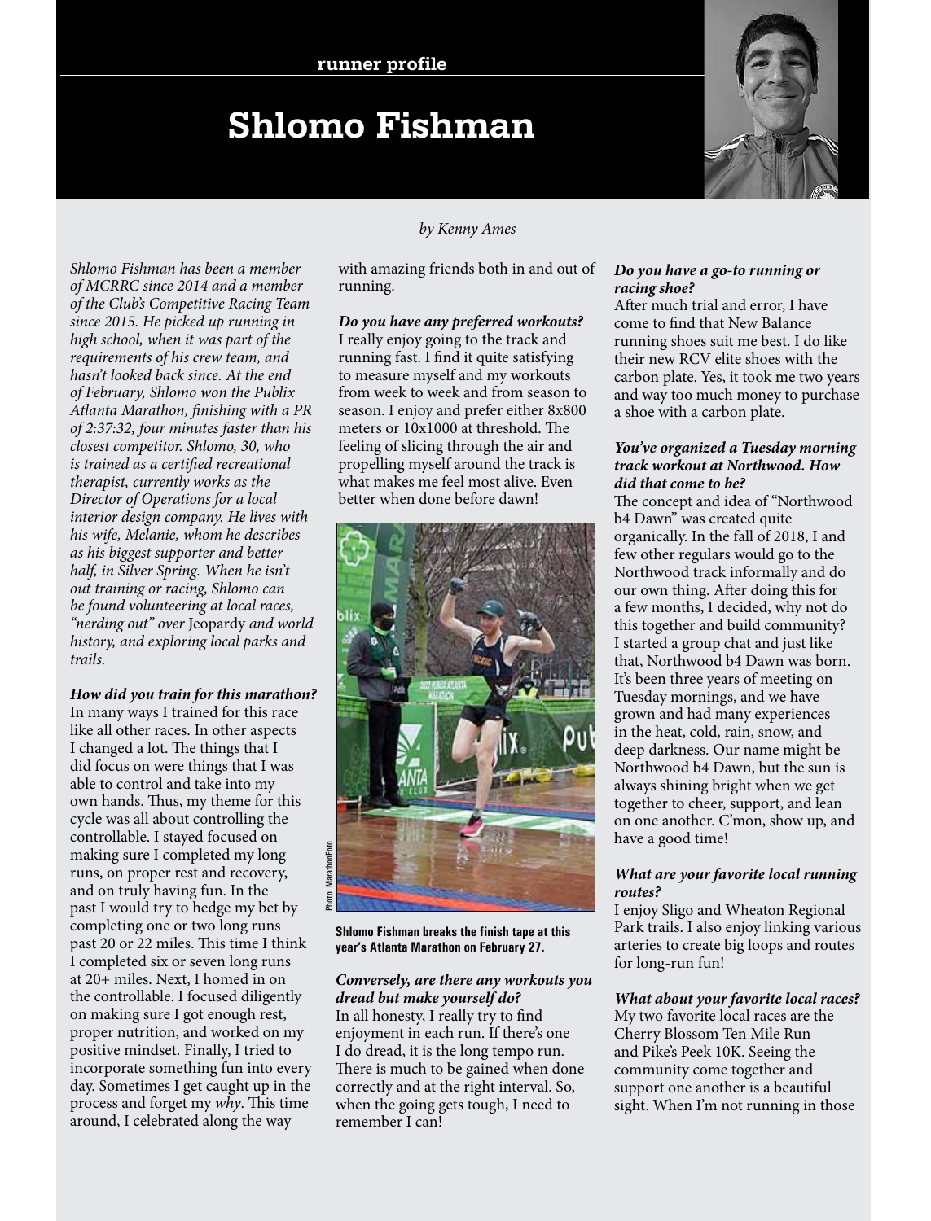runner profile

# Shlomo Fishman

*by Kenny Ames*

*Shlomo Fishman has been a member of MCRRC since 2014 and a member of the Club's Competitive Racing Team since 2015. He picked up running in high school, when it was part of the requirements of his crew team, and hasn't looked back since. At the end of February, Shlomo won the Publix Atlanta Marathon, finishing with a PR of 2:37:32, four minutes faster than his closest competitor. Shlomo, 30, who is trained as a certified recreational therapist, currently works as the Director of Operations for a local interior design company. He lives with his wife, Melanie, whom he describes as his biggest supporter and better half, in Silver Spring. When he isn't out training or racing, Shlomo can be found volunteering at local races, "nerding out" over* Jeopardy *and world history, and exploring local parks and trails.*

***How did you train for this marathon?***
In many ways I trained for this race like all other races. In other aspects I changed a lot. The things that I did focus on were things that I was able to control and take into my own hands. Thus, my theme for this cycle was all about controlling the controllable. I stayed focused on making sure I completed my long runs, on proper rest and recovery, and on truly having fun. In the past I would try to hedge my bet by completing one or two long runs past 20 or 22 miles. This time I think I completed six or seven long runs at 20+ miles. Next, I homed in on the controllable. I focused diligently on making sure I got enough rest, proper nutrition, and worked on my positive mindset. Finally, I tried to incorporate something fun into every day. Sometimes I get caught up in the process and forget my *why*. This time around, I celebrated along the way with amazing friends both in and out of running.

***Do you have any preferred workouts?***
I really enjoy going to the track and running fast. I find it quite satisfying to measure myself and my workouts from week to week and from season to season. I enjoy and prefer either 8x800 meters or 10x1000 at threshold. The feeling of slicing through the air and propelling myself around the track is what makes me feel most alive. Even better when done before dawn!

Photo: MarathonFoto

**Shlomo Fishman breaks the finish tape at this year's Atlanta Marathon on February 27.**

***Conversely, are there any workouts you dread but make yourself do?***
In all honesty, I really try to find enjoyment in each run. If there's one I do dread, it is the long tempo run. There is much to be gained when done correctly and at the right interval. So, when the going gets tough, I need to remember I can!

***Do you have a go-to running or racing shoe?***
After much trial and error, I have come to find that New Balance running shoes suit me best. I do like their new RCV elite shoes with the carbon plate. Yes, it took me two years and way too much money to purchase a shoe with a carbon plate.

***You've organized a Tuesday morning track workout at Northwood. How did that come to be?***
The concept and idea of "Northwood b4 Dawn" was created quite organically. In the fall of 2018, I and few other regulars would go to the Northwood track informally and do our own thing. After doing this for a few months, I decided, why not do this together and build community? I started a group chat and just like that, Northwood b4 Dawn was born. It's been three years of meeting on Tuesday mornings, and we have grown and had many experiences in the heat, cold, rain, snow, and deep darkness. Our name might be Northwood b4 Dawn, but the sun is always shining bright when we get together to cheer, support, and lean on one another. C'mon, show up, and have a good time!

***What are your favorite local running routes?***
I enjoy Sligo and Wheaton Regional Park trails. I also enjoy linking various arteries to create big loops and routes for long-run fun!

***What about your favorite local races?***
My two favorite local races are the Cherry Blossom Ten Mile Run and Pike's Peek 10K. Seeing the community come together and support one another is a beautiful sight. When I'm not running in those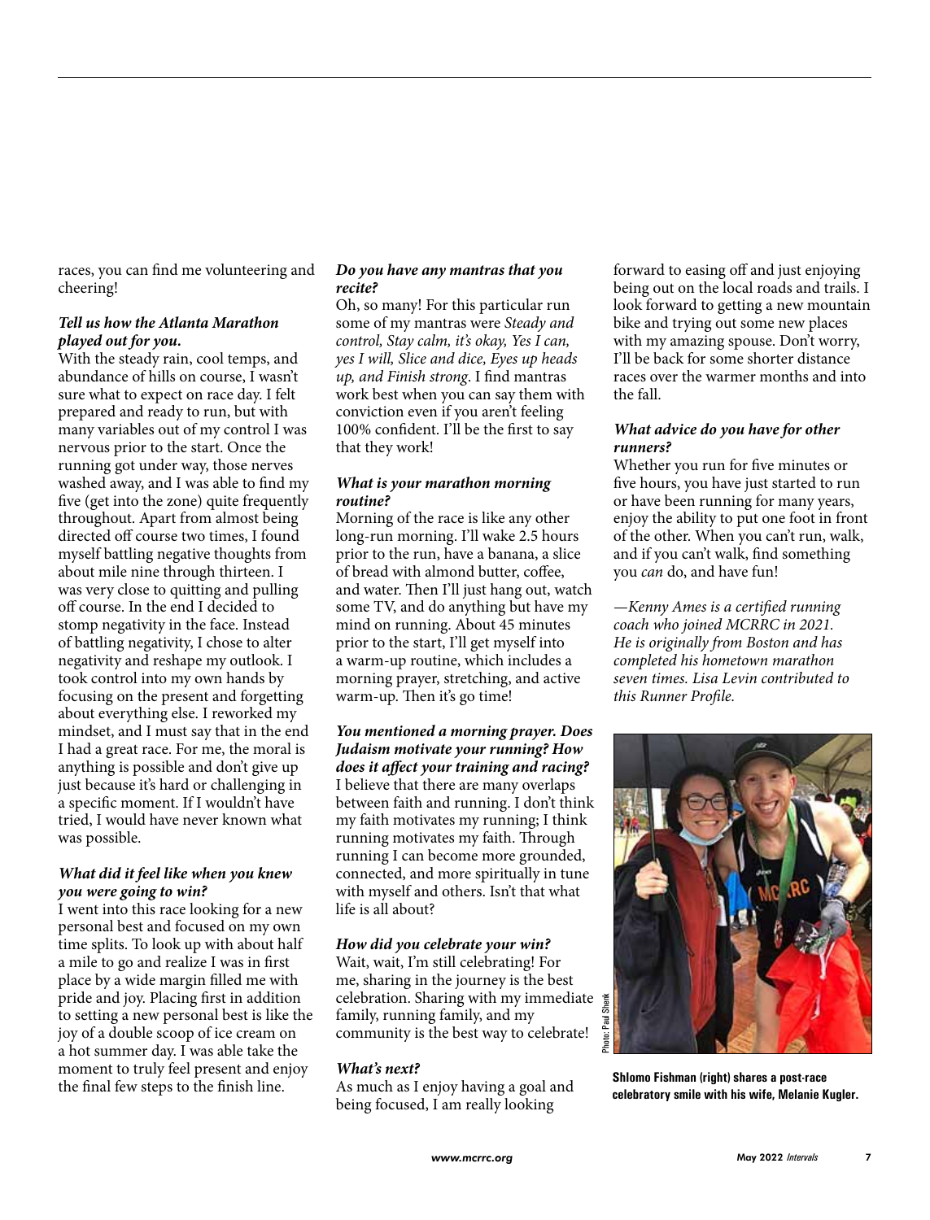races, you can find me volunteering and cheering!

***Tell us how the Atlanta Marathon played out for you.***

With the steady rain, cool temps, and abundance of hills on course, I wasn't sure what to expect on race day. I felt prepared and ready to run, but with many variables out of my control I was nervous prior to the start. Once the running got under way, those nerves washed away, and I was able to find my five (get into the zone) quite frequently throughout. Apart from almost being directed off course two times, I found myself battling negative thoughts from about mile nine through thirteen. I was very close to quitting and pulling off course. In the end I decided to stomp negativity in the face. Instead of battling negativity, I chose to alter negativity and reshape my outlook. I took control into my own hands by focusing on the present and forgetting about everything else. I reworked my mindset, and I must say that in the end I had a great race. For me, the moral is anything is possible and don't give up just because it's hard or challenging in a specific moment. If I wouldn't have tried, I would have never known what was possible.

***What did it feel like when you knew you were going to win?***

I went into this race looking for a new personal best and focused on my own time splits. To look up with about half a mile to go and realize I was in first place by a wide margin filled me with pride and joy. Placing first in addition to setting a new personal best is like the joy of a double scoop of ice cream on a hot summer day. I was able take the moment to truly feel present and enjoy the final few steps to the finish line.

***Do you have any mantras that you recite?***

Oh, so many! For this particular run some of my mantras were *Steady and control, Stay calm, it's okay, Yes I can, yes I will, Slice and dice, Eyes up heads up, and Finish strong*. I find mantras work best when you can say them with conviction even if you aren't feeling 100% confident. I'll be the first to say that they work!

***What is your marathon morning routine?***

Morning of the race is like any other long-run morning. I'll wake 2.5 hours prior to the run, have a banana, a slice of bread with almond butter, coffee, and water. Then I'll just hang out, watch some TV, and do anything but have my mind on running. About 45 minutes prior to the start, I'll get myself into a warm-up routine, which includes a morning prayer, stretching, and active warm-up. Then it's go time!

***You mentioned a morning prayer. Does Judaism motivate your running? How does it affect your training and racing?***

I believe that there are many overlaps between faith and running. I don't think my faith motivates my running; I think running motivates my faith. Through running I can become more grounded, connected, and more spiritually in tune with myself and others. Isn't that what life is all about?

***How did you celebrate your win?***

Wait, wait, I'm still celebrating! For me, sharing in the journey is the best celebration. Sharing with my immediate family, running family, and my community is the best way to celebrate!

***What's next?***

As much as I enjoy having a goal and being focused, I am really looking forward to easing off and just enjoying being out on the local roads and trails. I look forward to getting a new mountain bike and trying out some new places with my amazing spouse. Don't worry, I'll be back for some shorter distance races over the warmer months and into the fall.

***What advice do you have for other runners?***

Whether you run for five minutes or five hours, you have just started to run or have been running for many years, enjoy the ability to put one foot in front of the other. When you can't run, walk, and if you can't walk, find something you *can* do, and have fun!

*—Kenny Ames is a certified running coach who joined MCRRC in 2021. He is originally from Boston and has completed his hometown marathon seven times. Lisa Levin contributed to this Runner Profile.*

Photo: Paul Shenk

**Shlomo Fishman (right) shares a post-race celebratory smile with his wife, Melanie Kugler.**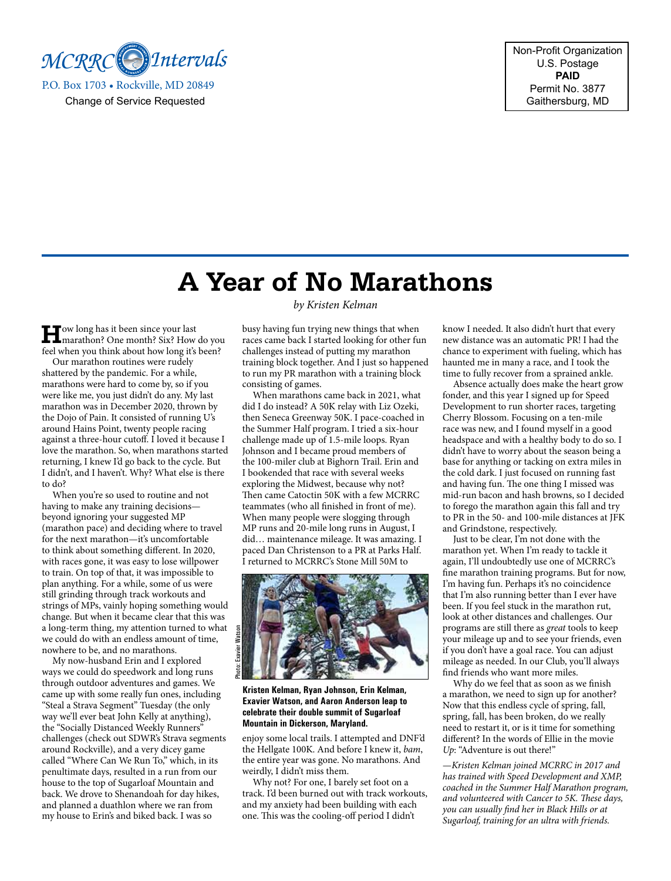MCRRC Intervals

P.O. Box 1703 • Rockville, MD 20849

Change of Service Requested

Non-Profit Organization
U.S. Postage
**PAID**
Permit No. 3877
Gaithersburg, MD

# A Year of No Marathons

*by Kristen Kelman*

How long has it been since your last marathon? One month? Six? How do you feel when you think about how long it's been?

Our marathon routines were rudely shattered by the pandemic. For a while, marathons were hard to come by, so if you were like me, you just didn't do any. My last marathon was in December 2020, thrown by the Dojo of Pain. It consisted of running U's around Hains Point, twenty people racing against a three-hour cutoff. I loved it because I love the marathon. So, when marathons started returning, I knew I'd go back to the cycle. But I didn't, and I haven't. Why? What else is there to do?

When you're so used to routine and not having to make any training decisions—beyond ignoring your suggested MP (marathon pace) and deciding where to travel for the next marathon—it's uncomfortable to think about something different. In 2020, with races gone, it was easy to lose willpower to train. On top of that, it was impossible to plan anything. For a while, some of us were still grinding through track workouts and strings of MPs, vainly hoping something would change. But when it became clear that this was a long-term thing, my attention turned to what we could do with an endless amount of time, nowhere to be, and no marathons.

My now-husband Erin and I explored ways we could do speedwork and long runs through outdoor adventures and games. We came up with some really fun ones, including "Steal a Strava Segment" Tuesday (the only way we'll ever beat John Kelly at anything), the "Socially Distanced Weekly Runners" challenges (check out SDWR's Strava segments around Rockville), and a very dicey game called "Where Can We Run To," which, in its penultimate days, resulted in a run from our house to the top of Sugarloaf Mountain and back. We drove to Shenandoah for day hikes, and planned a duathlon where we ran from my house to Erin's and biked back. I was so busy having fun trying new things that when races came back I started looking for other fun challenges instead of putting my marathon training block together. And I just so happened to run my PR marathon with a training block consisting of games.

When marathons came back in 2021, what did I do instead? A 50K relay with Liz Ozeki, then Seneca Greenway 50K. I pace-coached in the Summer Half program. I tried a six-hour challenge made up of 1.5-mile loops. Ryan Johnson and I became proud members of the 100-miler club at Bighorn Trail. Erin and I bookended that race with several weeks exploring the Midwest, because why not? Then came Catoctin 50K with a few MCRRC teammates (who all finished in front of me). When many people were slogging through MP runs and 20-mile long runs in August, I did… maintenance mileage. It was amazing. I paced Dan Christenson to a PR at Parks Half. I returned to MCRRC's Stone Mill 50M to enjoy some local trails. I attempted and DNF'd the Hellgate 100K. And before I knew it, *bam*, the entire year was gone. No marathons. And weirdly, I didn't miss them.

Photo: Exavier Watson

**Kristen Kelman, Ryan Johnson, Erin Kelman, Exavier Watson, and Aaron Anderson leap to celebrate their double summit of Sugarloaf Mountain in Dickerson, Maryland.**

Why not? For one, I barely set foot on a track. I'd been burned out with track workouts, and my anxiety had been building with each one. This was the cooling-off period I didn't know I needed. It also didn't hurt that every new distance was an automatic PR! I had the chance to experiment with fueling, which has haunted me in many a race, and I took the time to fully recover from a sprained ankle.

Absence actually does make the heart grow fonder, and this year I signed up for Speed Development to run shorter races, targeting Cherry Blossom. Focusing on a ten-mile race was new, and I found myself in a good headspace and with a healthy body to do so. I didn't have to worry about the season being a base for anything or tacking on extra miles in the cold dark. I just focused on running fast and having fun. The one thing I missed was mid-run bacon and hash browns, so I decided to forego the marathon again this fall and try to PR in the 50- and 100-mile distances at JFK and Grindstone, respectively.

Just to be clear, I'm not done with the marathon yet. When I'm ready to tackle it again, I'll undoubtedly use one of MCRRC's fine marathon training programs. But for now, I'm having fun. Perhaps it's no coincidence that I'm also running better than I ever have been. If you feel stuck in the marathon rut, look at other distances and challenges. Our programs are still there as *great* tools to keep your mileage up and to see your friends, even if you don't have a goal race. You can adjust mileage as needed. In our Club, you'll always find friends who want more miles.

Why do we feel that as soon as we finish a marathon, we need to sign up for another? Now that this endless cycle of spring, fall, spring, fall, has been broken, do we really need to restart it, or is it time for something different? In the words of Ellie in the movie *Up*: "Adventure is out there!"

*—Kristen Kelman joined MCRRC in 2017 and has trained with Speed Development and XMP, coached in the Summer Half Marathon program, and volunteered with Cancer to 5K. These days, you can usually find her in Black Hills or at Sugarloaf, training for an ultra with friends.*